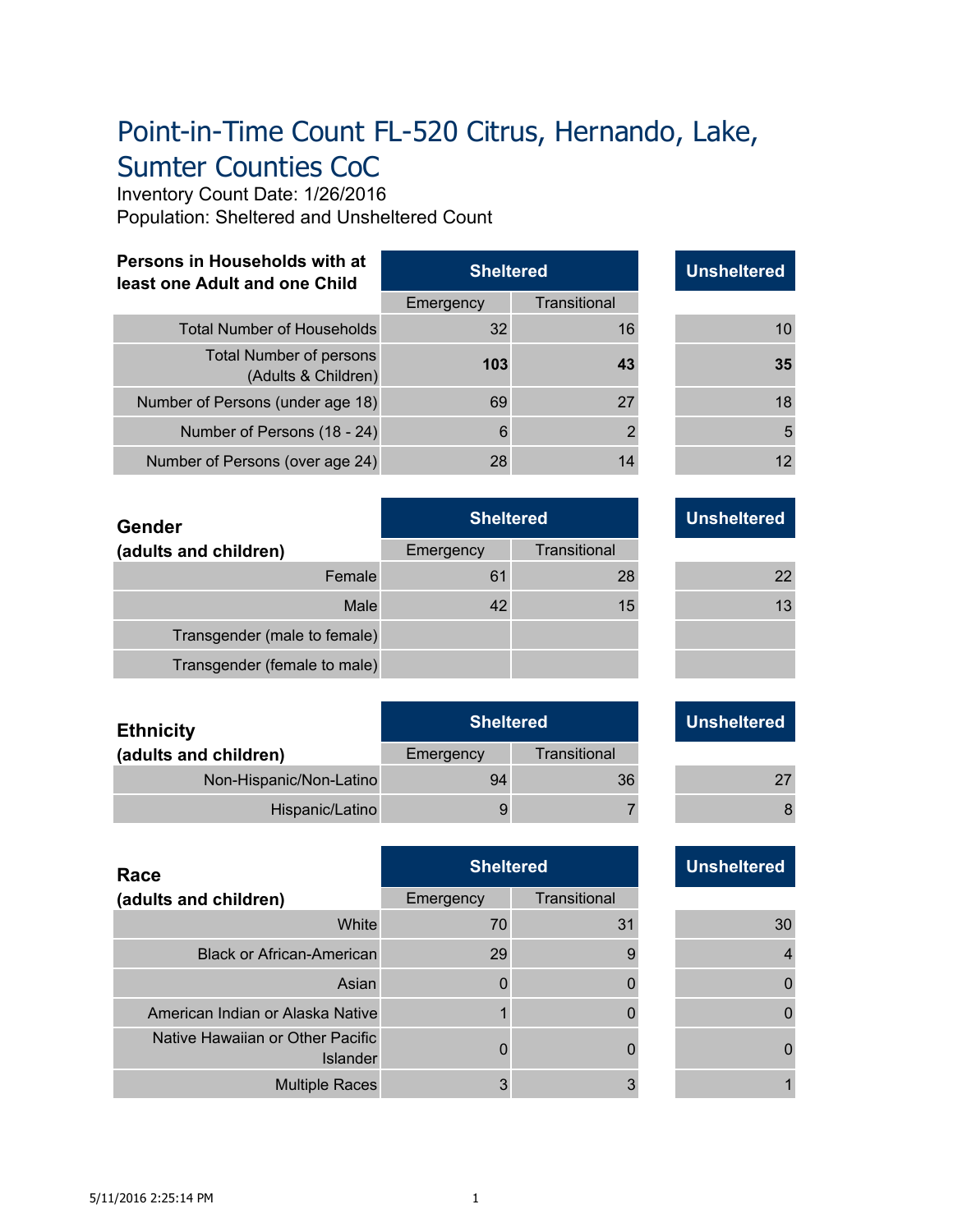# Point-in-Time Count FL-520 Citrus, Hernando, Lake, Sumter Counties CoC

Inventory Count Date: 1/26/2016
Population: Sheltered and Unsheltered Count

| Persons in Households with at least one Adult and one Child | Sheltered | | Unsheltered |
|---|---|---|---|
| | Emergency | Transitional | |
| Total Number of Households | 32 | 16 | 10 |
| Total Number of persons (Adults & Children) | **103** | **43** | **35** |
| Number of Persons (under age 18) | 69 | 27 | 18 |
| Number of Persons (18 - 24) | 6 | 2 | 5 |
| Number of Persons (over age 24) | 28 | 14 | 12 |

| Gender (adults and children) | Sheltered | | Unsheltered |
|---|---|---|---|
| | Emergency | Transitional | |
| Female | 61 | 28 | 22 |
| Male | 42 | 15 | 13 |
| Transgender (male to female) | | | |
| Transgender (female to male) | | | |

| Ethnicity (adults and children) | Sheltered | | Unsheltered |
|---|---|---|---|
| | Emergency | Transitional | |
| Non-Hispanic/Non-Latino | 94 | 36 | 27 |
| Hispanic/Latino | 9 | 7 | 8 |

| Race (adults and children) | Sheltered | | Unsheltered |
|---|---|---|---|
| | Emergency | Transitional | |
| White | 70 | 31 | 30 |
| Black or African-American | 29 | 9 | 4 |
| Asian | 0 | 0 | 0 |
| American Indian or Alaska Native | 1 | 0 | 0 |
| Native Hawaiian or Other Pacific Islander | 0 | 0 | 0 |
| Multiple Races | 3 | 3 | 1 |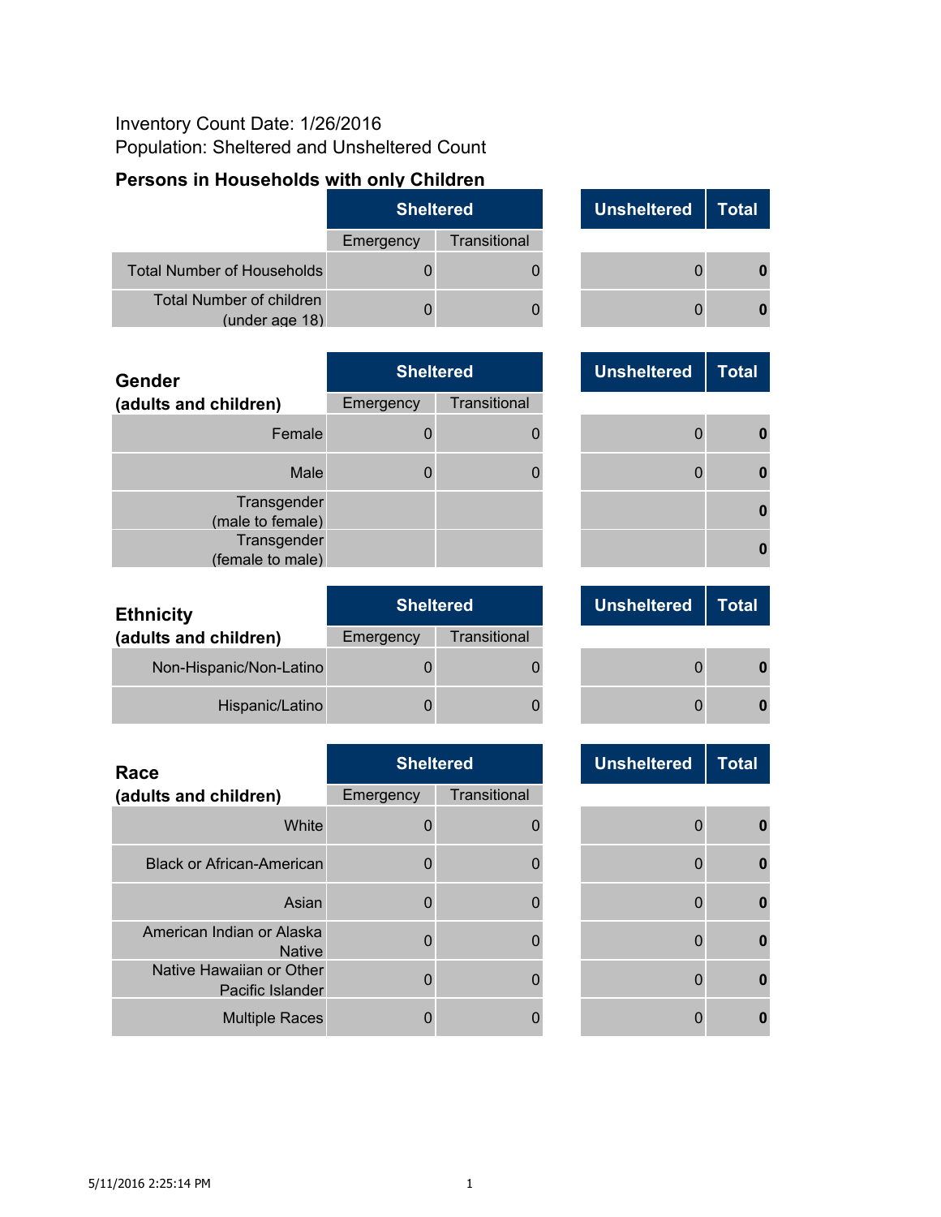Inventory Count Date: 1/26/2016
Population: Sheltered and Unsheltered Count

## Persons in Households with only Children

| | Sheltered | | Unsheltered | Total |
|---|---|---|---|---|
| | Emergency | Transitional | | |
| Total Number of Households | 0 | 0 | 0 | **0** |
| Total Number of children (under age 18) | 0 | 0 | 0 | **0** |

| Gender (adults and children) | Sheltered | | Unsheltered | Total |
|---|---|---|---|---|
| | Emergency | Transitional | | |
| Female | 0 | 0 | 0 | **0** |
| Male | 0 | 0 | 0 | **0** |
| Transgender (male to female) | | | | **0** |
| Transgender (female to male) | | | | **0** |

| Ethnicity (adults and children) | Sheltered | | Unsheltered | Total |
|---|---|---|---|---|
| | Emergency | Transitional | | |
| Non-Hispanic/Non-Latino | 0 | 0 | 0 | **0** |
| Hispanic/Latino | 0 | 0 | 0 | **0** |

| Race (adults and children) | Sheltered | | Unsheltered | Total |
|---|---|---|---|---|
| | Emergency | Transitional | | |
| White | 0 | 0 | 0 | **0** |
| Black or African-American | 0 | 0 | 0 | **0** |
| Asian | 0 | 0 | 0 | **0** |
| American Indian or Alaska Native | 0 | 0 | 0 | **0** |
| Native Hawaiian or Other Pacific Islander | 0 | 0 | 0 | **0** |
| Multiple Races | 0 | 0 | 0 | **0** |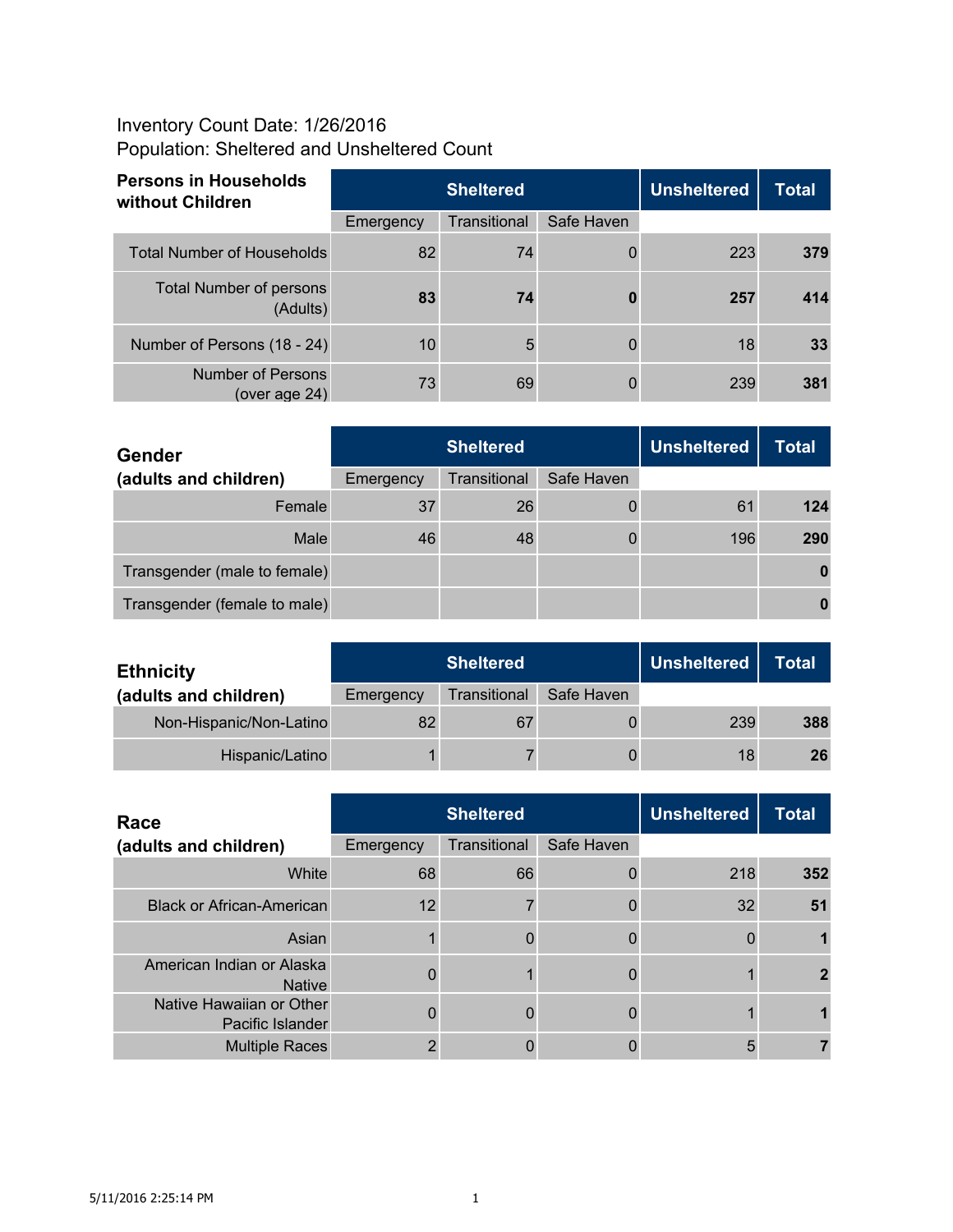Inventory Count Date: 1/26/2016
Population: Sheltered and Unsheltered Count

| Persons in Households without Children | Sheltered | | | Unsheltered | Total |
|---|---|---|---|---|---|
| | Emergency | Transitional | Safe Haven | | |
| Total Number of Households | 82 | 74 | 0 | 223 | **379** |
| Total Number of persons (Adults) | **83** | **74** | **0** | **257** | **414** |
| Number of Persons (18 - 24) | 10 | 5 | 0 | 18 | **33** |
| Number of Persons (over age 24) | 73 | 69 | 0 | 239 | **381** |

| Gender (adults and children) | Sheltered | | | Unsheltered | Total |
|---|---|---|---|---|---|
| | Emergency | Transitional | Safe Haven | | |
| Female | 37 | 26 | 0 | 61 | **124** |
| Male | 46 | 48 | 0 | 196 | **290** |
| Transgender (male to female) | | | | | **0** |
| Transgender (female to male) | | | | | **0** |

| Ethnicity (adults and children) | Sheltered | | | Unsheltered | Total |
|---|---|---|---|---|---|
| | Emergency | Transitional | Safe Haven | | |
| Non-Hispanic/Non-Latino | 82 | 67 | 0 | 239 | **388** |
| Hispanic/Latino | 1 | 7 | 0 | 18 | **26** |

| Race (adults and children) | Sheltered | | | Unsheltered | Total |
|---|---|---|---|---|---|
| | Emergency | Transitional | Safe Haven | | |
| White | 68 | 66 | 0 | 218 | **352** |
| Black or African-American | 12 | 7 | 0 | 32 | **51** |
| Asian | 1 | 0 | 0 | 0 | **1** |
| American Indian or Alaska Native | 0 | 1 | 0 | 1 | **2** |
| Native Hawaiian or Other Pacific Islander | 0 | 0 | 0 | 1 | **1** |
| Multiple Races | 2 | 0 | 0 | 5 | **7** |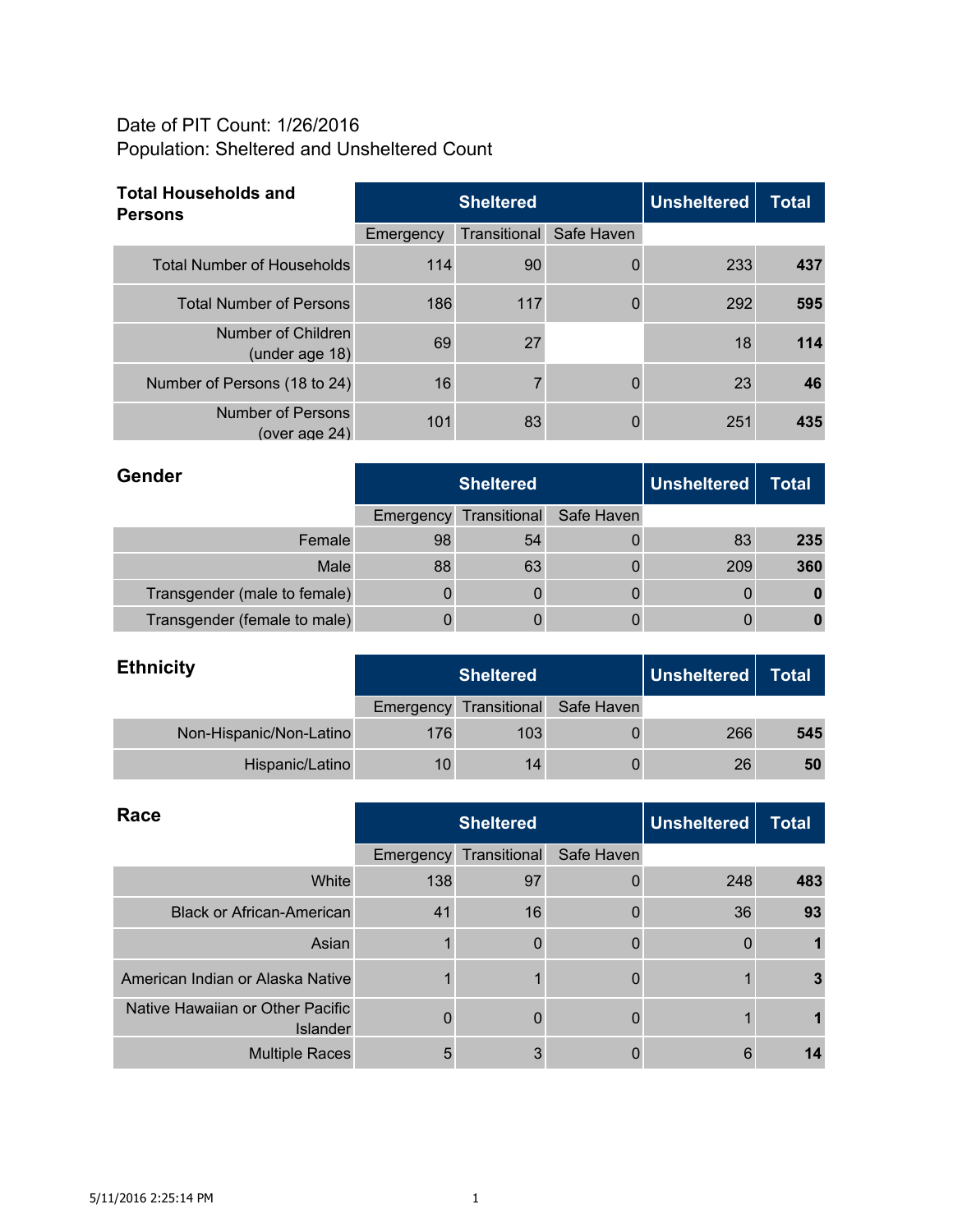Date of PIT Count: 1/26/2016
Population: Sheltered and Unsheltered Count

| Total Households and Persons | Sheltered | | | Unsheltered | Total |
|---|---|---|---|---|---|
| | Emergency | Transitional | Safe Haven | | |
| Total Number of Households | 114 | 90 | 0 | 233 | **437** |
| Total Number of Persons | 186 | 117 | 0 | 292 | **595** |
| Number of Children (under age 18) | 69 | 27 | | 18 | **114** |
| Number of Persons (18 to 24) | 16 | 7 | 0 | 23 | **46** |
| Number of Persons (over age 24) | 101 | 83 | 0 | 251 | **435** |

| Gender | Sheltered | | | Unsheltered | Total |
|---|---|---|---|---|---|
| | Emergency | Transitional | Safe Haven | | |
| Female | 98 | 54 | 0 | 83 | **235** |
| Male | 88 | 63 | 0 | 209 | **360** |
| Transgender (male to female) | 0 | 0 | 0 | 0 | **0** |
| Transgender (female to male) | 0 | 0 | 0 | 0 | **0** |

| Ethnicity | Sheltered | | | Unsheltered | Total |
|---|---|---|---|---|---|
| | Emergency | Transitional | Safe Haven | | |
| Non-Hispanic/Non-Latino | 176 | 103 | 0 | 266 | **545** |
| Hispanic/Latino | 10 | 14 | 0 | 26 | **50** |

| Race | Sheltered | | | Unsheltered | Total |
|---|---|---|---|---|---|
| | Emergency | Transitional | Safe Haven | | |
| White | 138 | 97 | 0 | 248 | **483** |
| Black or African-American | 41 | 16 | 0 | 36 | **93** |
| Asian | 1 | 0 | 0 | 0 | **1** |
| American Indian or Alaska Native | 1 | 1 | 0 | 1 | **3** |
| Native Hawaiian or Other Pacific Islander | 0 | 0 | 0 | 1 | **1** |
| Multiple Races | 5 | 3 | 0 | 6 | **14** |

5/11/2016 2:25:14 PM